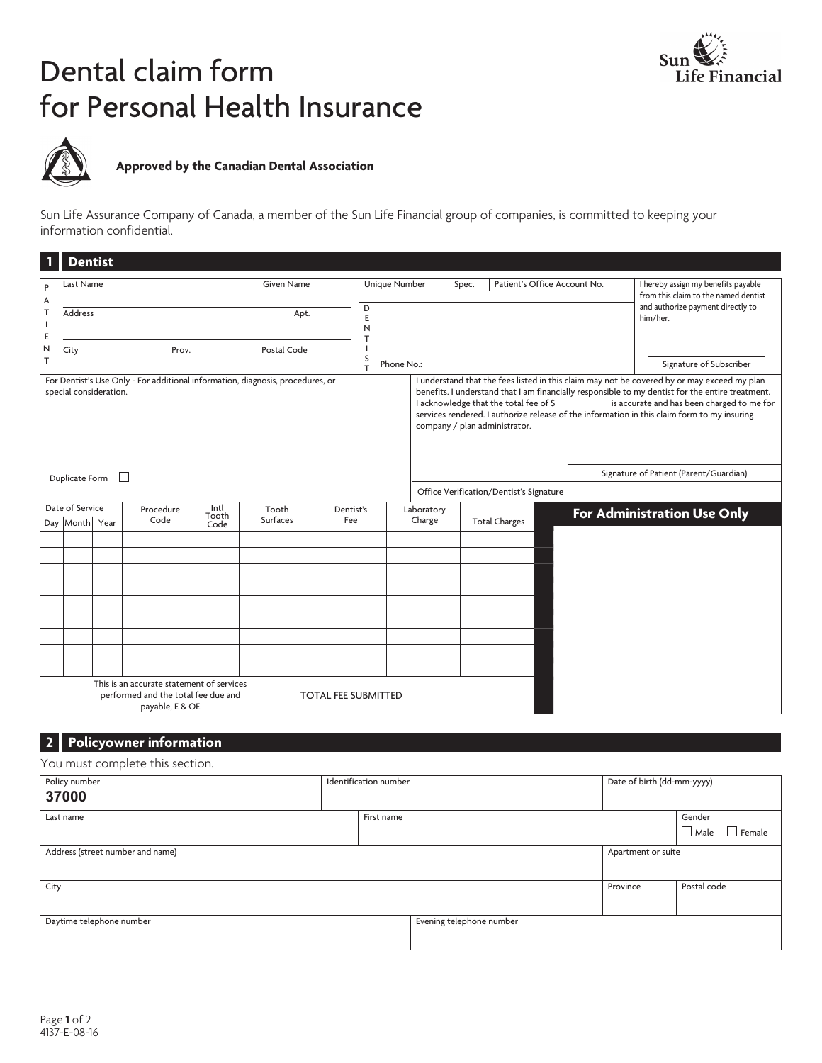# Dental claim form for Personal Health Insurance

Sun Life Financial

**Approved by the Canadian Dental Association**

Sun Life Assurance Company of Canada, a member of the Sun Life Financial group of companies, is committed to keeping your information confidential.

## 1 Dentist

**PATIENT**

| Last Name | Given Name |
|---|---|
| Address | Apt. |
| City | Prov. | Postal Code |

**DENTIST**

| Unique Number | Spec. | Patient's Office Account No. |
|---|---|---|
| Phone No.: | | |

I hereby assign my benefits payable from this claim to the named dentist and authorize payment directly to him/her.

Signature of Subscriber

For Dentist's Use Only - For additional information, diagnosis, procedures, or special consideration.

Duplicate Form ☐

I understand that the fees listed in this claim may not be covered by or may exceed my plan benefits. I understand that I am financially responsible to my dentist for the entire treatment. I acknowledge that the total fee of $ is accurate and has been charged to me for services rendered. I authorize release of the information in this claim form to my insuring company / plan administrator.

Signature of Patient (Parent/Guardian)

Office Verification/Dentist's Signature

| Date of Service Day | Month | Year | Procedure Code | Intl Tooth Code | Tooth Surfaces | Dentist's Fee | Laboratory Charge | Total Charges |
|---|---|---|---|---|---|---|---|---|
| | | | | | | | | |
| | | | | | | | | |
| | | | | | | | | |
| | | | | | | | | |
| | | | | | | | | |
| | | | | | | | | |
| | | | | | | | | |
| | | | | | | | | |
| | | | | | | | | |

This is an accurate statement of services performed and the total fee due and payable, E & OE

TOTAL FEE SUBMITTED

**For Administration Use Only**

## 2 Policyowner information

You must complete this section.

| Policy number | Identification number | Date of birth (dd-mm-yyyy) |
|---|---|---|
| 37000 | | |

| Last name | First name | Gender |
|---|---|---|
| | | ☐ Male ☐ Female |

| Address (street number and name) | Apartment or suite |
|---|---|
| | |

| City | Province | Postal code |
|---|---|---|
| | | |

| Daytime telephone number | Evening telephone number |
|---|---|
| | |

4137-E-08-16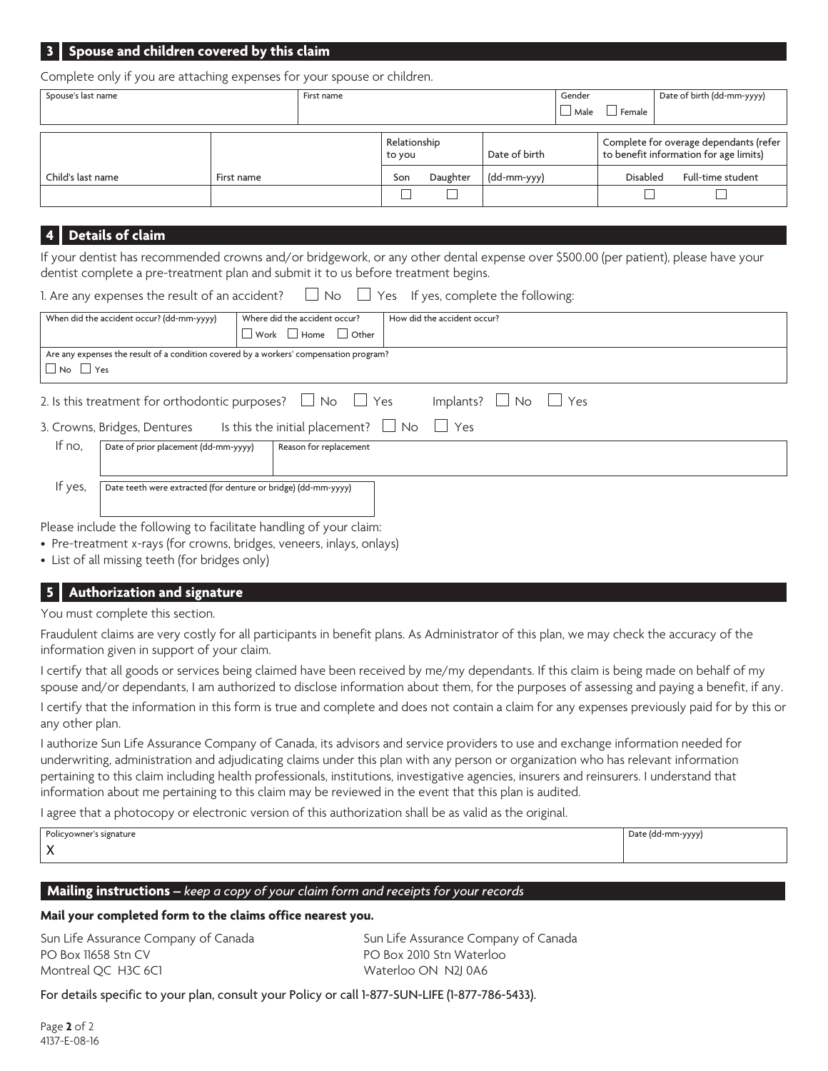## 3 Spouse and children covered by this claim

Complete only if you are attaching expenses for your spouse or children.

| Spouse's last name | First name | Gender | Date of birth (dd-mm-yyyy) |
|---|---|---|---|
| | | ☐ Male ☐ Female | |

| Child's last name | First name | Relationship to you: Son | Relationship to you: Daughter | Date of birth (dd-mm-yyy) | Complete for overage dependants (refer to benefit information for age limits): Disabled | Full-time student |
|---|---|---|---|---|---|---|
| | | ☐ | ☐ | | ☐ | ☐ |

## 4 Details of claim

If your dentist has recommended crowns and/or bridgework, or any other dental expense over $500.00 (per patient), please have your dentist complete a pre-treatment plan and submit it to us before treatment begins.

1. Are any expenses the result of an accident? ☐ No ☐ Yes If yes, complete the following:

| When did the accident occur? (dd-mm-yyyy) | Where did the accident occur? | How did the accident occur? |
|---|---|---|
| | ☐ Work ☐ Home ☐ Other | |

Are any expenses the result of a condition covered by a workers' compensation program?
☐ No ☐ Yes

2. Is this treatment for orthodontic purposes? ☐ No ☐ Yes Implants? ☐ No ☐ Yes

3. Crowns, Bridges, Dentures Is this the initial placement? ☐ No ☐ Yes

| | | |
|---|---|---|
| If no, | Date of prior placement (dd-mm-yyyy) | Reason for replacement |
| If yes, | Date teeth were extracted (for denture or bridge) (dd-mm-yyyy) | |

Please include the following to facilitate handling of your claim:

- Pre-treatment x-rays (for crowns, bridges, veneers, inlays, onlays)
- List of all missing teeth (for bridges only)

## 5 Authorization and signature

You must complete this section.

Fraudulent claims are very costly for all participants in benefit plans. As Administrator of this plan, we may check the accuracy of the information given in support of your claim.

I certify that all goods or services being claimed have been received by me/my dependants. If this claim is being made on behalf of my spouse and/or dependants, I am authorized to disclose information about them, for the purposes of assessing and paying a benefit, if any.

I certify that the information in this form is true and complete and does not contain a claim for any expenses previously paid for by this or any other plan.

I authorize Sun Life Assurance Company of Canada, its advisors and service providers to use and exchange information needed for underwriting, administration and adjudicating claims under this plan with any person or organization who has relevant information pertaining to this claim including health professionals, institutions, investigative agencies, insurers and reinsurers. I understand that information about me pertaining to this claim may be reviewed in the event that this plan is audited.

I agree that a photocopy or electronic version of this authorization shall be as valid as the original.

| Policyowner's signature | Date (dd-mm-yyyy) |
|---|---|
| X | |

## Mailing instructions – *keep a copy of your claim form and receipts for your records*

**Mail your completed form to the claims office nearest you.**

Sun Life Assurance Company of Canada
PO Box 11658 Stn CV
Montreal QC H3C 6C1

Sun Life Assurance Company of Canada
PO Box 2010 Stn Waterloo
Waterloo ON N2J 0A6

For details specific to your plan, consult your Policy or call 1-877-SUN-LIFE (1-877-786-5433).

4137-E-08-16